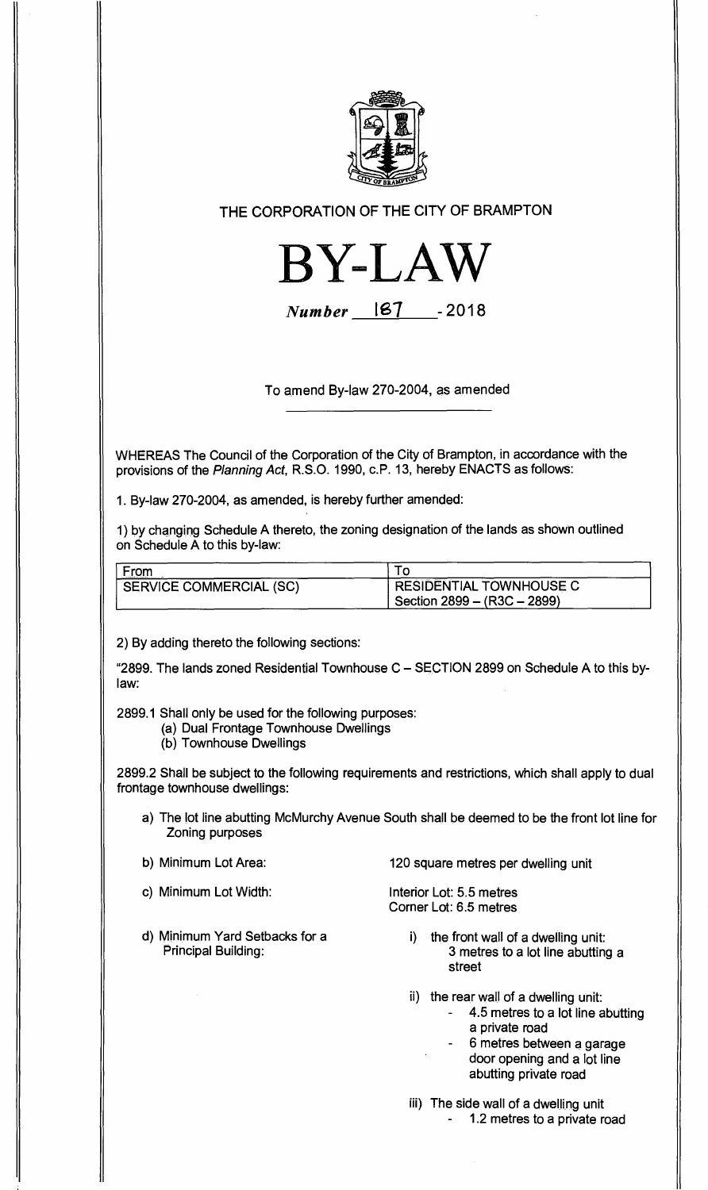THE CORPORATION OF THE CITY OF BRAMPTON

# BY-LAW

*Number* 167 - 2018

To amend By-law 270-2004, as amended

WHEREAS The Council of the Corporation of the City of Brampton, in accordance with the provisions of the *Planning Act*, R.S.O. 1990, c.P. 13, hereby ENACTS as follows:

1. By-law 270-2004, as amended, is hereby further amended:

1) by changing Schedule A thereto, the zoning designation of the lands as shown outlined on Schedule A to this by-law:

| From | To |
|---|---|
| SERVICE COMMERCIAL (SC) | RESIDENTIAL TOWNHOUSE C Section 2899 – (R3C – 2899) |

2) By adding thereto the following sections:

"2899. The lands zoned Residential Townhouse C – SECTION 2899 on Schedule A to this by-law:

2899.1 Shall only be used for the following purposes:

(a) Dual Frontage Townhouse Dwellings
(b) Townhouse Dwellings

2899.2 Shall be subject to the following requirements and restrictions, which shall apply to dual frontage townhouse dwellings:

a) The lot line abutting McMurchy Avenue South shall be deemed to be the front lot line for Zoning purposes

b) Minimum Lot Area: 120 square metres per dwelling unit

c) Minimum Lot Width: Interior Lot: 5.5 metres
Corner Lot: 6.5 metres

d) Minimum Yard Setbacks for a Principal Building:

i) the front wall of a dwelling unit: 3 metres to a lot line abutting a street

ii) the rear wall of a dwelling unit:
- 4.5 metres to a lot line abutting a private road
- 6 metres between a garage door opening and a lot line abutting private road

iii) The side wall of a dwelling unit
- 1.2 metres to a private road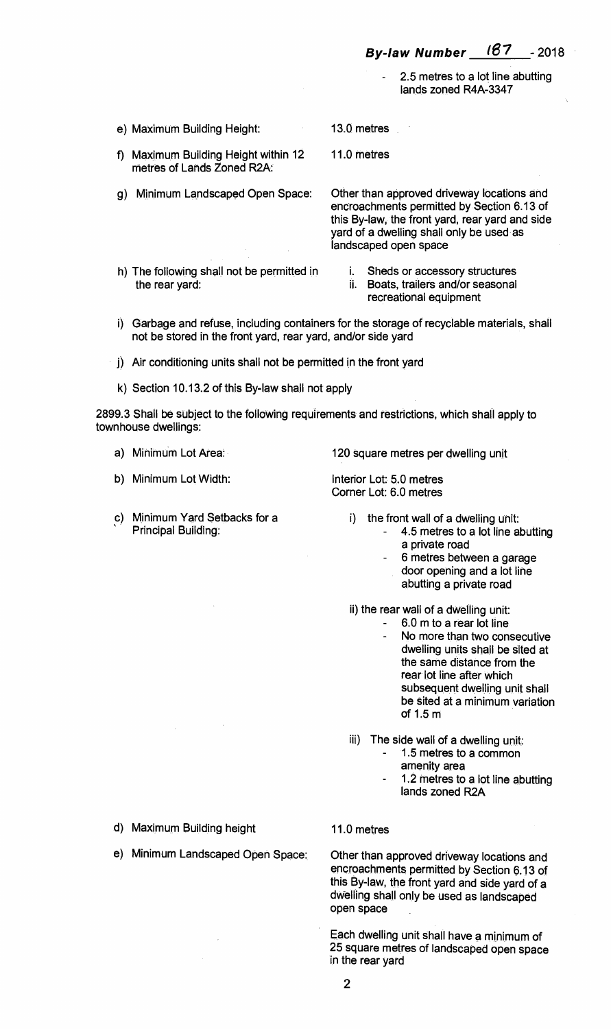- 2.5 metres to a lot line abutting lands zoned R4A-3347

e) Maximum Building Height: 13.0 metres

f) Maximum Building Height within 12 metres of Lands Zoned R2A: 11.0 metres

g) Minimum Landscaped Open Space: Other than approved driveway locations and encroachments permitted by Section 6.13 of this By-law, the front yard, rear yard and side yard of a dwelling shall only be used as landscaped open space

h) The following shall not be permitted in the rear yard:

   i. Sheds or accessory structures
   ii. Boats, trailers and/or seasonal recreational equipment

i) Garbage and refuse, including containers for the storage of recyclable materials, shall not be stored in the front yard, rear yard, and/or side yard

j) Air conditioning units shall not be permitted in the front yard

k) Section 10.13.2 of this By-law shall not apply

2899.3 Shall be subject to the following requirements and restrictions, which shall apply to townhouse dwellings:

a) Minimum Lot Area: 120 square metres per dwelling unit

b) Minimum Lot Width: Interior Lot: 5.0 metres
   Corner Lot: 6.0 metres

c) Minimum Yard Setbacks for a Principal Building:

   i) the front wall of a dwelling unit:
      - 4.5 metres to a lot line abutting a private road
      - 6 metres between a garage door opening and a lot line abutting a private road

   ii) the rear wall of a dwelling unit:
      - 6.0 m to a rear lot line
      - No more than two consecutive dwelling units shall be sited at the same distance from the rear lot line after which subsequent dwelling unit shall be sited at a minimum variation of 1.5 m

   iii) The side wall of a dwelling unit:
      - 1.5 metres to a common amenity area
      - 1.2 metres to a lot line abutting lands zoned R2A

d) Maximum Building height 11.0 metres

e) Minimum Landscaped Open Space: Other than approved driveway locations and encroachments permitted by Section 6.13 of this By-law, the front yard and side yard of a dwelling shall only be used as landscaped open space

   Each dwelling unit shall have a minimum of 25 square metres of landscaped open space in the rear yard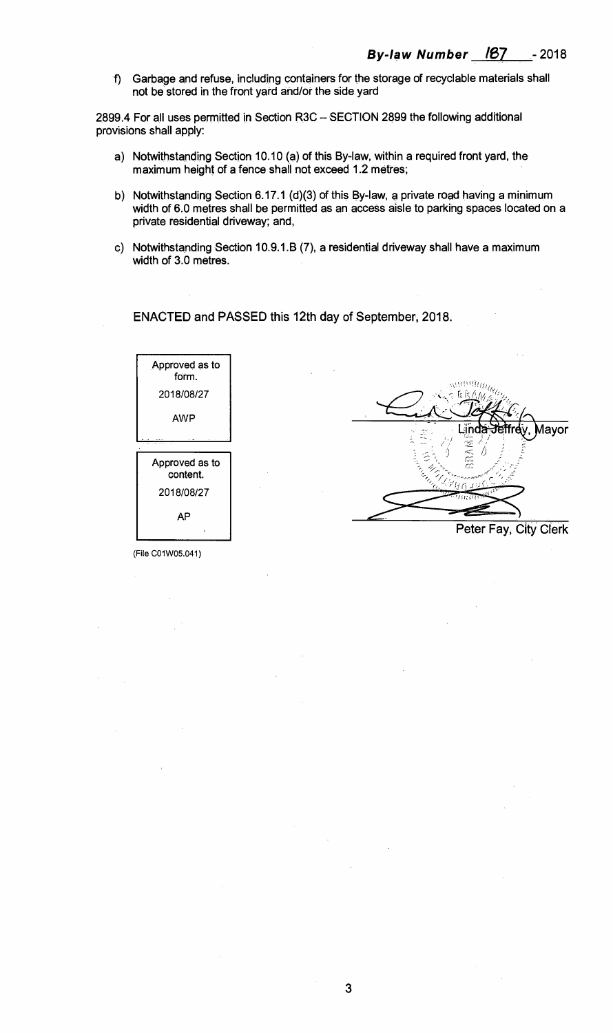f) Garbage and refuse, including containers for the storage of recyclable materials shall not be stored in the front yard and/or the side yard

2899.4 For all uses permitted in Section R3C – SECTION 2899 the following additional provisions shall apply:

a) Notwithstanding Section 10.10 (a) of this By-law, within a required front yard, the maximum height of a fence shall not exceed 1.2 metres;

b) Notwithstanding Section 6.17.1 (d)(3) of this By-law, a private road having a minimum width of 6.0 metres shall be permitted as an access aisle to parking spaces located on a private residential driveway; and,

c) Notwithstanding Section 10.9.1.B (7), a residential driveway shall have a maximum width of 3.0 metres.

ENACTED and PASSED this 12th day of September, 2018.

| Approved as to form. |
| --- |
| 2018/08/27 |
| AWP |

| Approved as to content. |
| --- |
| 2018/08/27 |
| AP |

Linda Jeffrey, Mayor

Peter Fay, City Clerk

(File C01W05.041)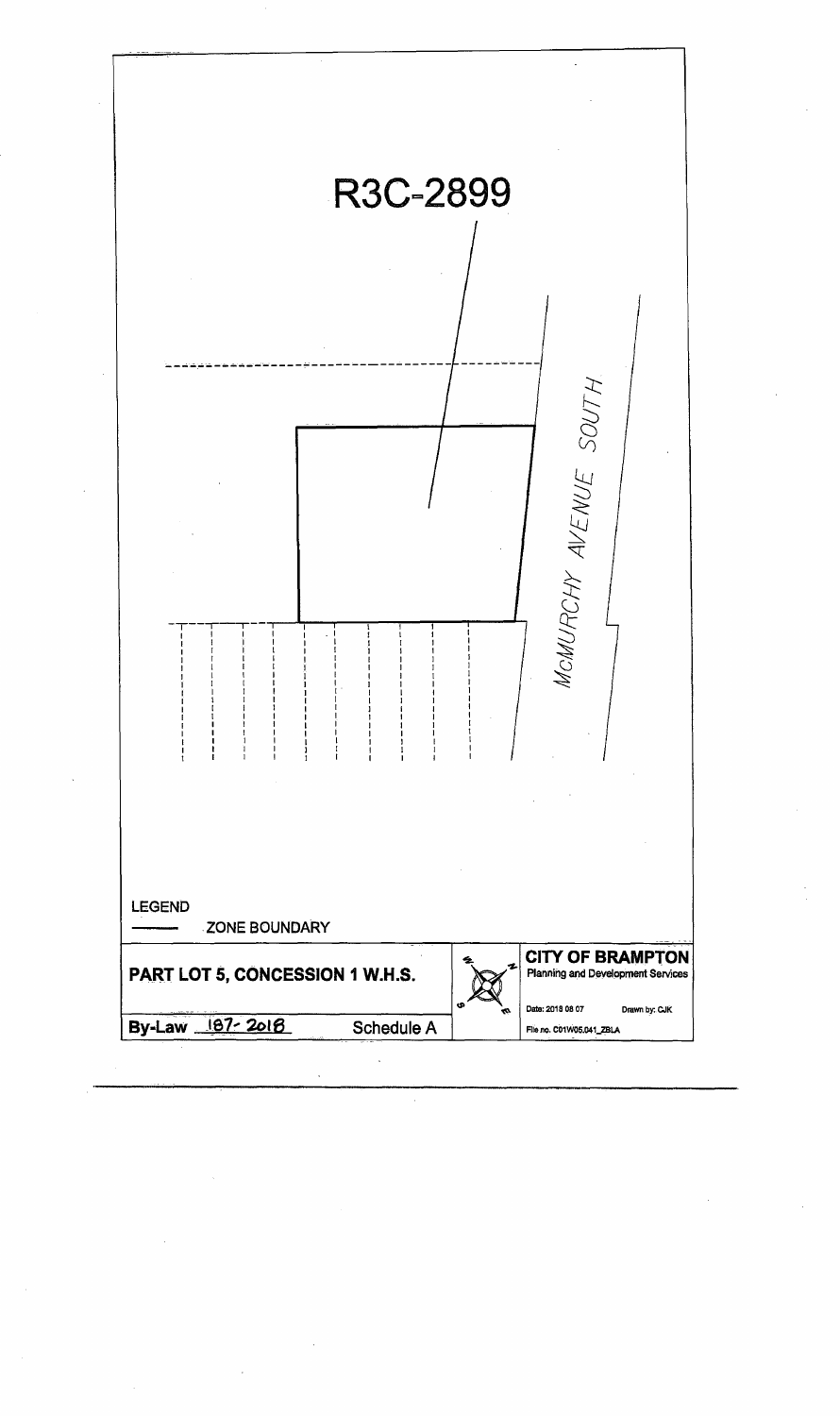R3C-2899

McMURCHY AVENUE SOUTH

LEGEND

ZONE BOUNDARY

**PART LOT 5, CONCESSION 1 W.H.S.**

**By-Law 187-2018** Schedule A

**CITY OF BRAMPTON**
Planning and Development Services

Date: 2018 08 07 Drawn by: CJK

File no. C01W05.041_ZBLA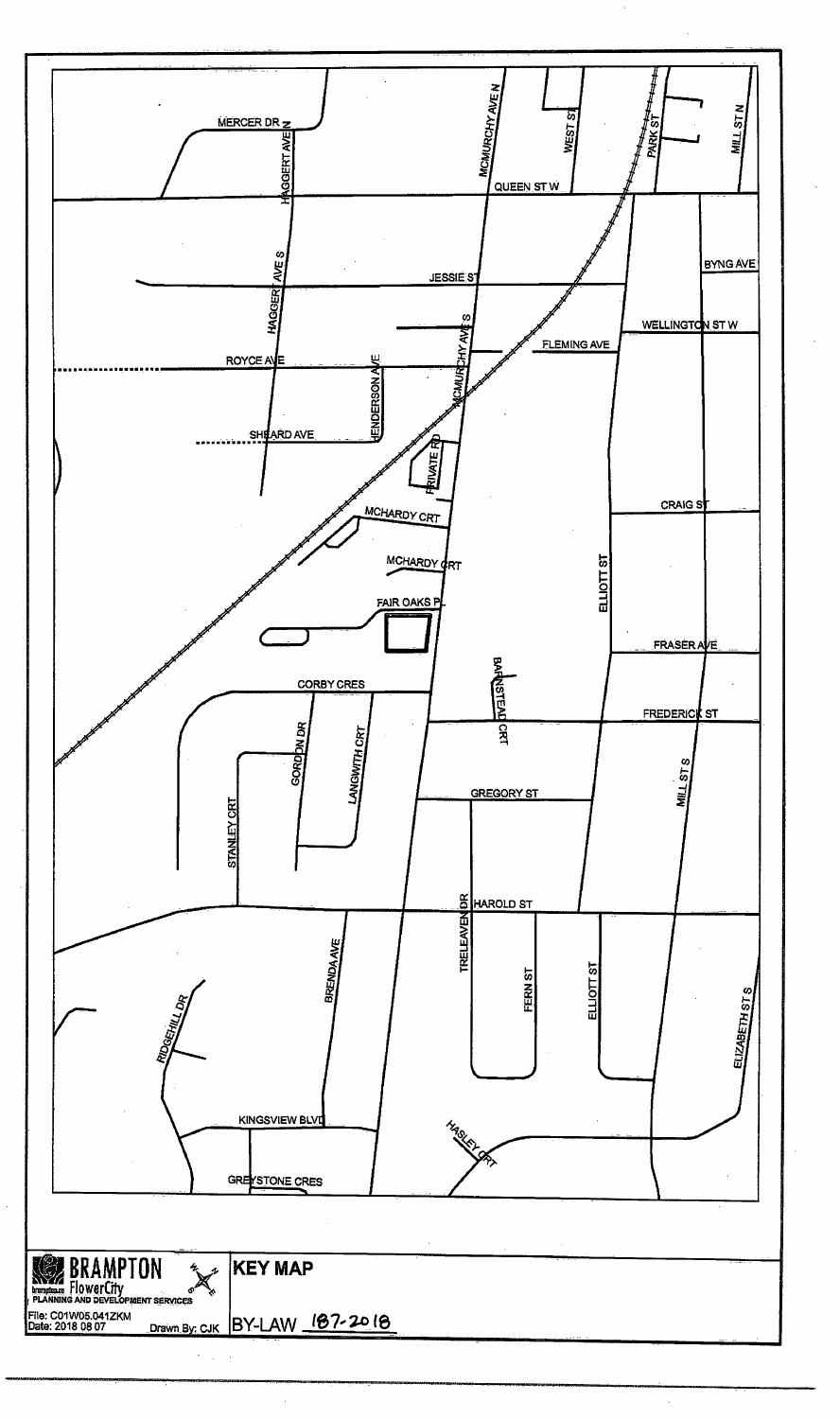MERCER DR N

HAGGERT AVE N

MCMURCHY AVE N

WEST ST

PARK ST

MILL ST N

QUEEN ST W

HAGGERT AVE S

JESSIE ST

BYNG AVE

WELLINGTON ST W

MCMURCHY AVE S

FLEMING AVE

ROYCE AVE

HENDERSON AVE

SHEARD AVE

PRIVATE RD

CRAIG ST

MCHARDY CRT

MCHARDY CRT

ELLIOTT ST

FAIR OAKS PL

FRASER AVE

BARNSTEAD CRT

CORBY CRES

FREDERICK ST

GORDON DR

LANGWITH CRT

MILL ST S

STANLEY CRT

GREGORY ST

HAROLD ST

TRELEAVEN DR

BRENDA AVE

FERN ST

ELLIOTT ST

ELIZABETH ST S

RIDGEHILL DR

KINGSVIEW BLVD

HASLEY CRT

GREYSTONE CRES

BRAMPTON FlowerCity

brampton.ca PLANNING AND DEVELOPMENT SERVICES

File: C01W05.041ZKM

Date: 2018 08 07

Drawn By: CJK

**KEY MAP**

BY-LAW 187-2018